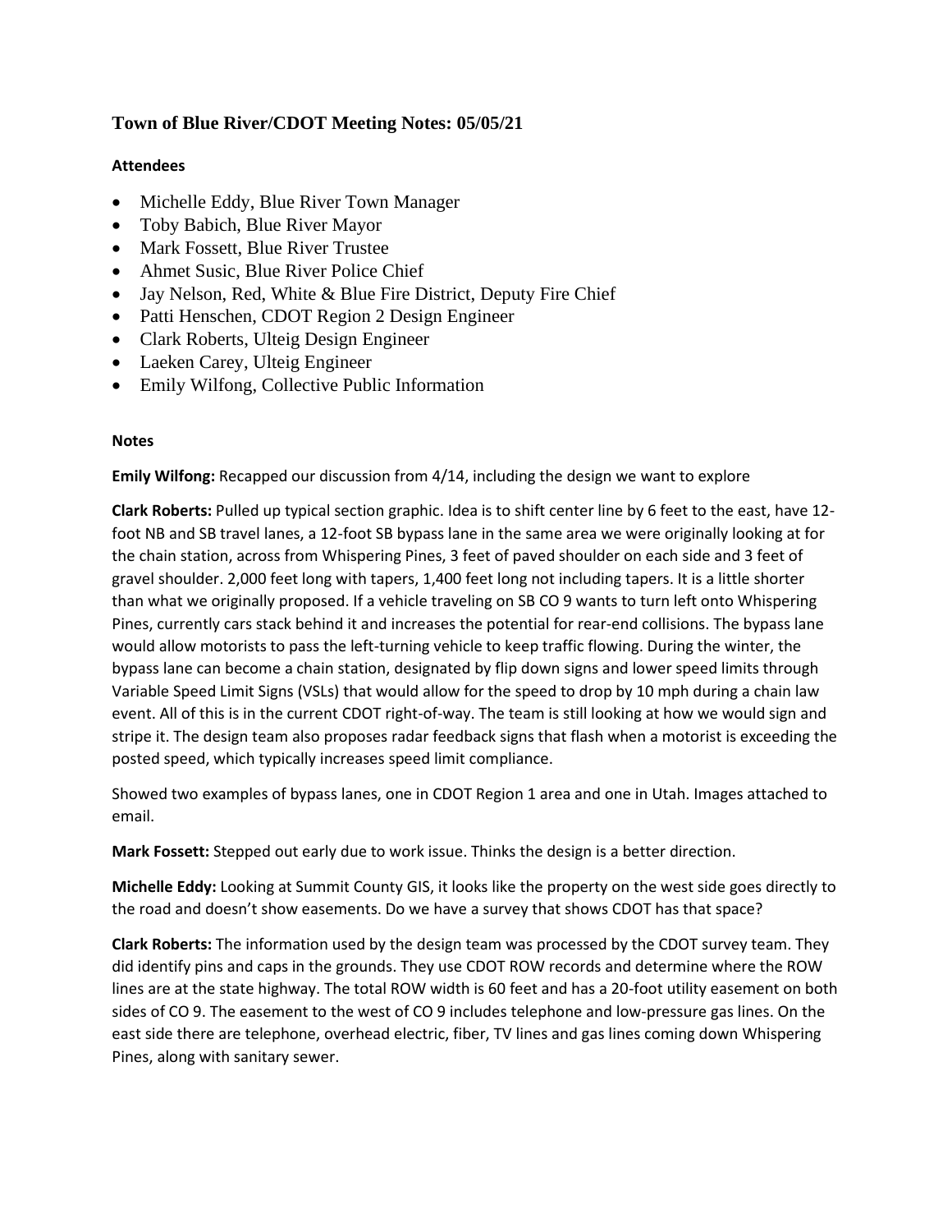## Town of Blue River/CDOT Meeting Notes: 05/05/21

### Attendees

- Michelle Eddy, Blue River Town Manager
- Toby Babich, Blue River Mayor
- Mark Fossett, Blue River Trustee
- Ahmet Susic, Blue River Police Chief
- Jay Nelson, Red, White & Blue Fire District, Deputy Fire Chief
- Patti Henschen, CDOT Region 2 Design Engineer
- Clark Roberts, Ulteig Design Engineer
- Laeken Carey, Ulteig Engineer
- Emily Wilfong, Collective Public Information

### Notes

**Emily Wilfong:** Recapped our discussion from 4/14, including the design we want to explore

**Clark Roberts:** Pulled up typical section graphic. Idea is to shift center line by 6 feet to the east, have 12-foot NB and SB travel lanes, a 12-foot SB bypass lane in the same area we were originally looking at for the chain station, across from Whispering Pines, 3 feet of paved shoulder on each side and 3 feet of gravel shoulder. 2,000 feet long with tapers, 1,400 feet long not including tapers. It is a little shorter than what we originally proposed. If a vehicle traveling on SB CO 9 wants to turn left onto Whispering Pines, currently cars stack behind it and increases the potential for rear-end collisions. The bypass lane would allow motorists to pass the left-turning vehicle to keep traffic flowing. During the winter, the bypass lane can become a chain station, designated by flip down signs and lower speed limits through Variable Speed Limit Signs (VSLs) that would allow for the speed to drop by 10 mph during a chain law event. All of this is in the current CDOT right-of-way. The team is still looking at how we would sign and stripe it. The design team also proposes radar feedback signs that flash when a motorist is exceeding the posted speed, which typically increases speed limit compliance.

Showed two examples of bypass lanes, one in CDOT Region 1 area and one in Utah. Images attached to email.

**Mark Fossett:** Stepped out early due to work issue. Thinks the design is a better direction.

**Michelle Eddy:** Looking at Summit County GIS, it looks like the property on the west side goes directly to the road and doesn't show easements. Do we have a survey that shows CDOT has that space?

**Clark Roberts:** The information used by the design team was processed by the CDOT survey team. They did identify pins and caps in the grounds. They use CDOT ROW records and determine where the ROW lines are at the state highway. The total ROW width is 60 feet and has a 20-foot utility easement on both sides of CO 9. The easement to the west of CO 9 includes telephone and low-pressure gas lines. On the east side there are telephone, overhead electric, fiber, TV lines and gas lines coming down Whispering Pines, along with sanitary sewer.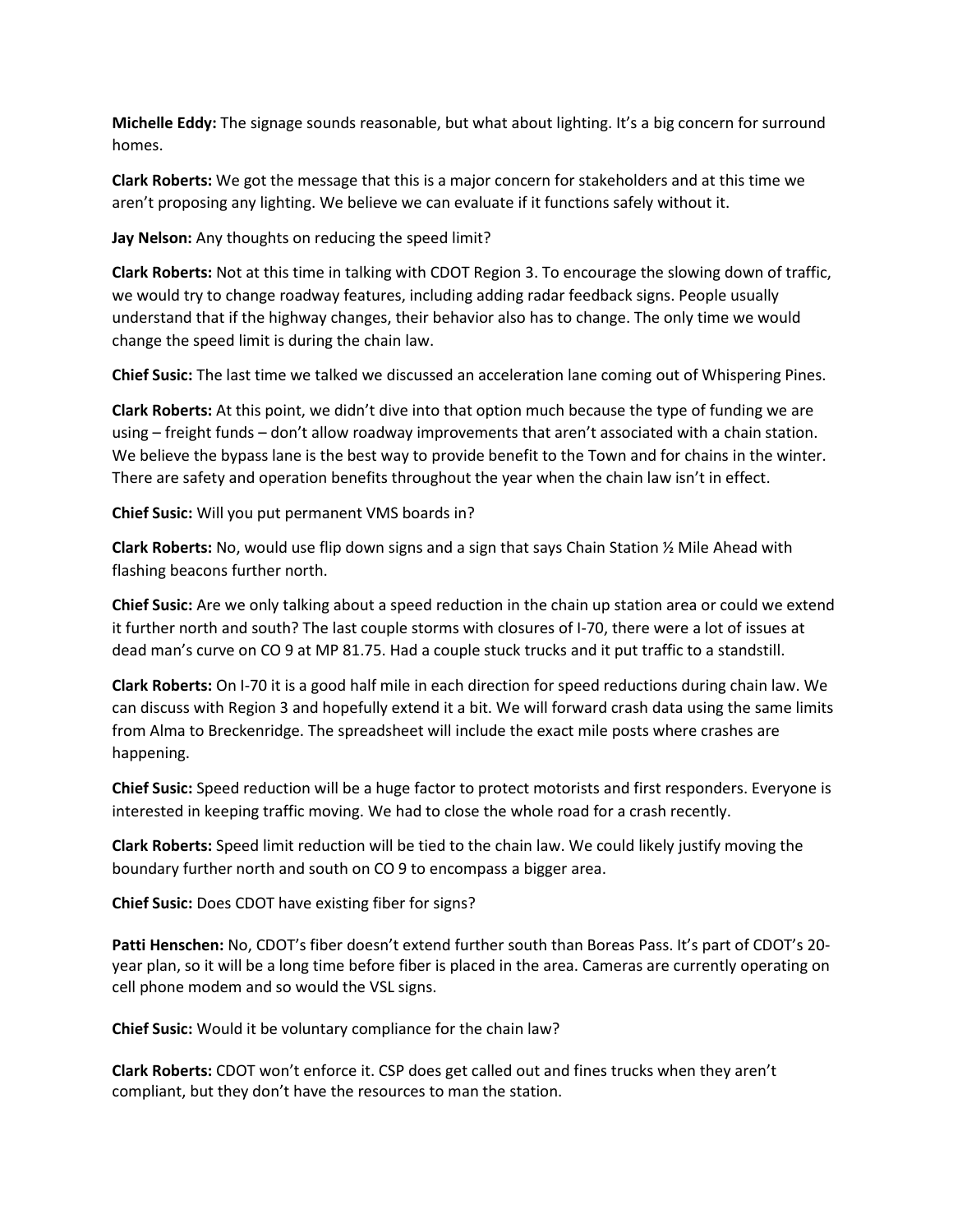**Michelle Eddy:** The signage sounds reasonable, but what about lighting. It's a big concern for surround homes.

**Clark Roberts:** We got the message that this is a major concern for stakeholders and at this time we aren't proposing any lighting. We believe we can evaluate if it functions safely without it.

**Jay Nelson:** Any thoughts on reducing the speed limit?

**Clark Roberts:** Not at this time in talking with CDOT Region 3. To encourage the slowing down of traffic, we would try to change roadway features, including adding radar feedback signs. People usually understand that if the highway changes, their behavior also has to change. The only time we would change the speed limit is during the chain law.

**Chief Susic:** The last time we talked we discussed an acceleration lane coming out of Whispering Pines.

**Clark Roberts:** At this point, we didn't dive into that option much because the type of funding we are using – freight funds – don't allow roadway improvements that aren't associated with a chain station. We believe the bypass lane is the best way to provide benefit to the Town and for chains in the winter. There are safety and operation benefits throughout the year when the chain law isn't in effect.

**Chief Susic:** Will you put permanent VMS boards in?

**Clark Roberts:** No, would use flip down signs and a sign that says Chain Station ½ Mile Ahead with flashing beacons further north.

**Chief Susic:** Are we only talking about a speed reduction in the chain up station area or could we extend it further north and south? The last couple storms with closures of I-70, there were a lot of issues at dead man's curve on CO 9 at MP 81.75. Had a couple stuck trucks and it put traffic to a standstill.

**Clark Roberts:** On I-70 it is a good half mile in each direction for speed reductions during chain law. We can discuss with Region 3 and hopefully extend it a bit. We will forward crash data using the same limits from Alma to Breckenridge. The spreadsheet will include the exact mile posts where crashes are happening.

**Chief Susic:** Speed reduction will be a huge factor to protect motorists and first responders. Everyone is interested in keeping traffic moving. We had to close the whole road for a crash recently.

**Clark Roberts:** Speed limit reduction will be tied to the chain law. We could likely justify moving the boundary further north and south on CO 9 to encompass a bigger area.

**Chief Susic:** Does CDOT have existing fiber for signs?

**Patti Henschen:** No, CDOT's fiber doesn't extend further south than Boreas Pass. It's part of CDOT's 20-year plan, so it will be a long time before fiber is placed in the area. Cameras are currently operating on cell phone modem and so would the VSL signs.

**Chief Susic:** Would it be voluntary compliance for the chain law?

**Clark Roberts:** CDOT won't enforce it. CSP does get called out and fines trucks when they aren't compliant, but they don't have the resources to man the station.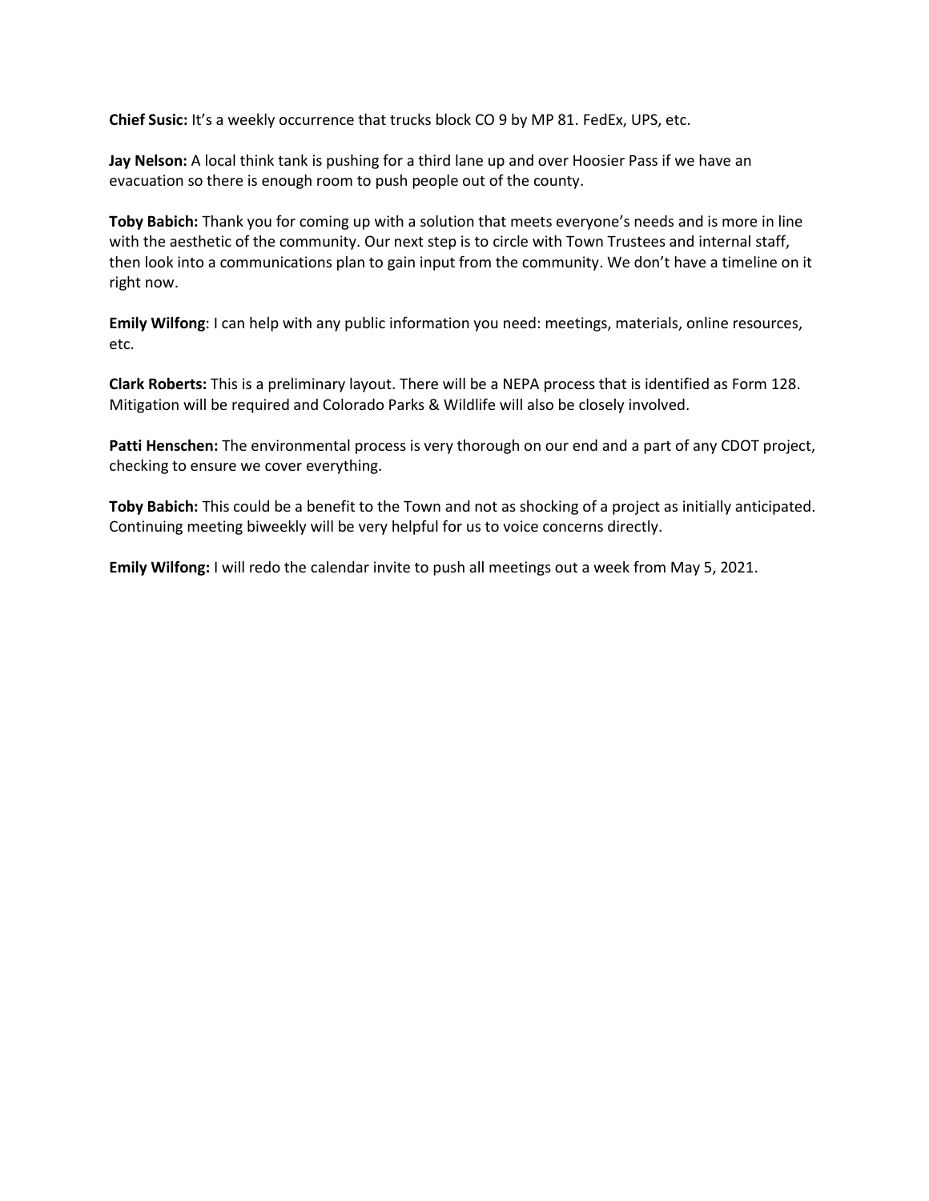**Chief Susic:** It's a weekly occurrence that trucks block CO 9 by MP 81. FedEx, UPS, etc.

**Jay Nelson:** A local think tank is pushing for a third lane up and over Hoosier Pass if we have an evacuation so there is enough room to push people out of the county.

**Toby Babich:** Thank you for coming up with a solution that meets everyone's needs and is more in line with the aesthetic of the community. Our next step is to circle with Town Trustees and internal staff, then look into a communications plan to gain input from the community. We don't have a timeline on it right now.

**Emily Wilfong**: I can help with any public information you need: meetings, materials, online resources, etc.

**Clark Roberts:** This is a preliminary layout. There will be a NEPA process that is identified as Form 128. Mitigation will be required and Colorado Parks & Wildlife will also be closely involved.

**Patti Henschen:** The environmental process is very thorough on our end and a part of any CDOT project, checking to ensure we cover everything.

**Toby Babich:** This could be a benefit to the Town and not as shocking of a project as initially anticipated. Continuing meeting biweekly will be very helpful for us to voice concerns directly.

**Emily Wilfong:** I will redo the calendar invite to push all meetings out a week from May 5, 2021.